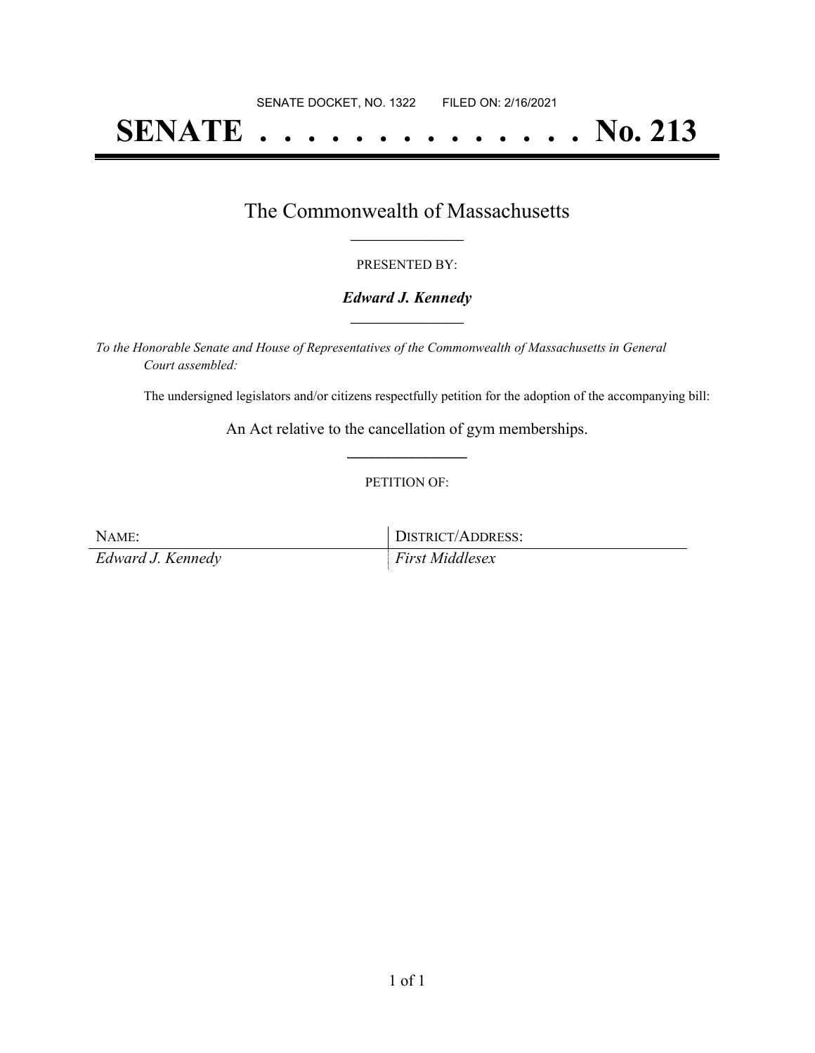SENATE DOCKET, NO. 1322        FILED ON: 2/16/2021

# SENATE . . . . . . . . . . . . . . No. 213

## The Commonwealth of Massachusetts

PRESENTED BY:

***Edward J. Kennedy***

*To the Honorable Senate and House of Representatives of the Commonwealth of Massachusetts in General Court assembled:*

The undersigned legislators and/or citizens respectfully petition for the adoption of the accompanying bill:

An Act relative to the cancellation of gym memberships.

PETITION OF:

| NAME: | DISTRICT/ADDRESS: |
| --- | --- |
| *Edward J. Kennedy* | *First Middlesex* |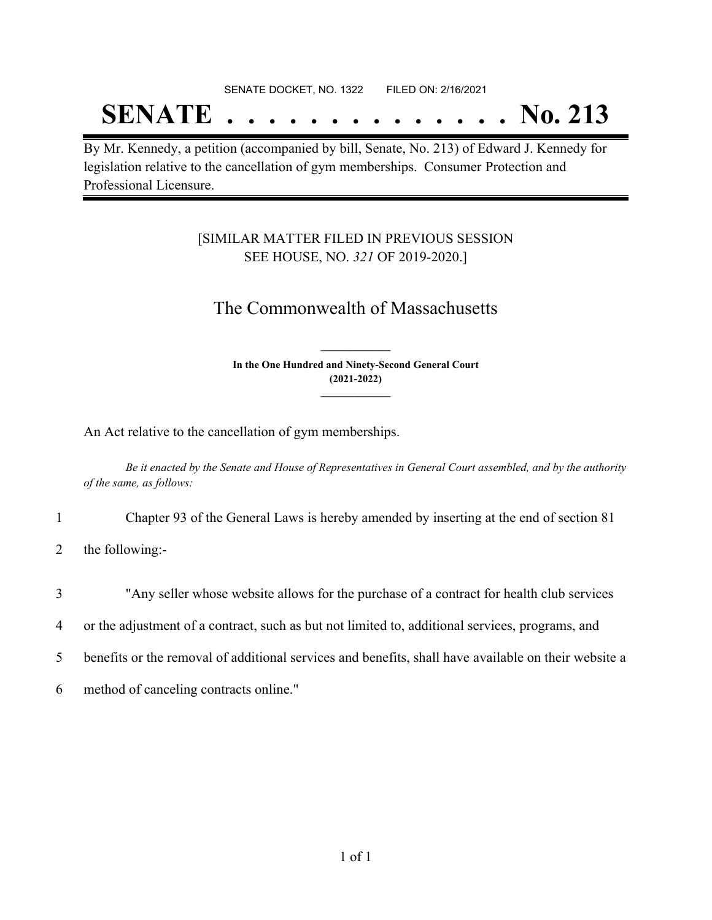SENATE DOCKET, NO. 1322 FILED ON: 2/16/2021

# SENATE . . . . . . . . . . . . . . No. 213

By Mr. Kennedy, a petition (accompanied by bill, Senate, No. 213) of Edward J. Kennedy for legislation relative to the cancellation of gym memberships. Consumer Protection and Professional Licensure.

[SIMILAR MATTER FILED IN PREVIOUS SESSION SEE HOUSE, NO. *321* OF 2019-2020.]

## The Commonwealth of Massachusetts

**In the One Hundred and Ninety-Second General Court (2021-2022)**

An Act relative to the cancellation of gym memberships.

*Be it enacted by the Senate and House of Representatives in General Court assembled, and by the authority of the same, as follows:*

1 Chapter 93 of the General Laws is hereby amended by inserting at the end of section 81
2 the following:-

3 "Any seller whose website allows for the purchase of a contract for health club services
4 or the adjustment of a contract, such as but not limited to, additional services, programs, and
5 benefits or the removal of additional services and benefits, shall have available on their website a
6 method of canceling contracts online."